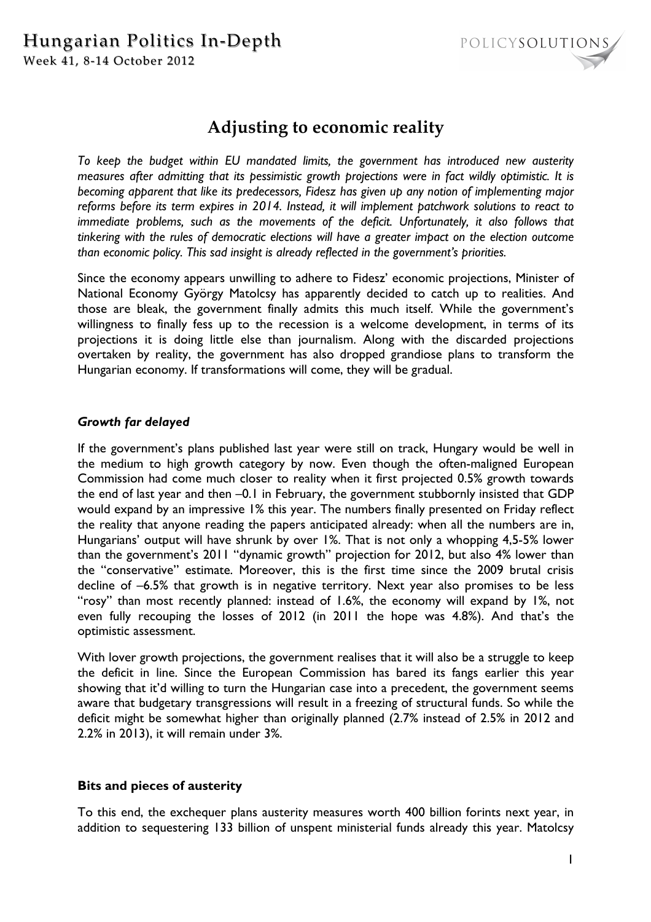# Adjusting to economic reality

*To keep the budget within EU mandated limits, the government has introduced new austerity measures after admitting that its pessimistic growth projections were in fact wildly optimistic. It is becoming apparent that like its predecessors, Fidesz has given up any notion of implementing major reforms before its term expires in 2014. Instead, it will implement patchwork solutions to react to immediate problems, such as the movements of the deficit. Unfortunately, it also follows that tinkering with the rules of democratic elections will have a greater impact on the election outcome than economic policy. This sad insight is already reflected in the government's priorities.*

Since the economy appears unwilling to adhere to Fidesz' economic projections, Minister of National Economy György Matolcsy has apparently decided to catch up to realities. And those are bleak, the government finally admits this much itself. While the government's willingness to finally fess up to the recession is a welcome development, in terms of its projections it is doing little else than journalism. Along with the discarded projections overtaken by reality, the government has also dropped grandiose plans to transform the Hungarian economy. If transformations will come, they will be gradual.

### *Growth far delayed*

If the government's plans published last year were still on track, Hungary would be well in the medium to high growth category by now. Even though the often-maligned European Commission had come much closer to reality when it first projected 0.5% growth towards the end of last year and then –0.1 in February, the government stubbornly insisted that GDP would expand by an impressive 1% this year. The numbers finally presented on Friday reflect the reality that anyone reading the papers anticipated already: when all the numbers are in, Hungarians' output will have shrunk by over 1%. That is not only a whopping 4,5-5% lower than the government's 2011 "dynamic growth" projection for 2012, but also 4% lower than the "conservative" estimate. Moreover, this is the first time since the 2009 brutal crisis decline of –6.5% that growth is in negative territory. Next year also promises to be less "rosy" than most recently planned: instead of 1.6%, the economy will expand by 1%, not even fully recouping the losses of 2012 (in 2011 the hope was 4.8%). And that's the optimistic assessment.

With lover growth projections, the government realises that it will also be a struggle to keep the deficit in line. Since the European Commission has bared its fangs earlier this year showing that it'd willing to turn the Hungarian case into a precedent, the government seems aware that budgetary transgressions will result in a freezing of structural funds. So while the deficit might be somewhat higher than originally planned (2.7% instead of 2.5% in 2012 and 2.2% in 2013), it will remain under 3%.

### **Bits and pieces of austerity**

To this end, the exchequer plans austerity measures worth 400 billion forints next year, in addition to sequestering 133 billion of unspent ministerial funds already this year. Matolcsy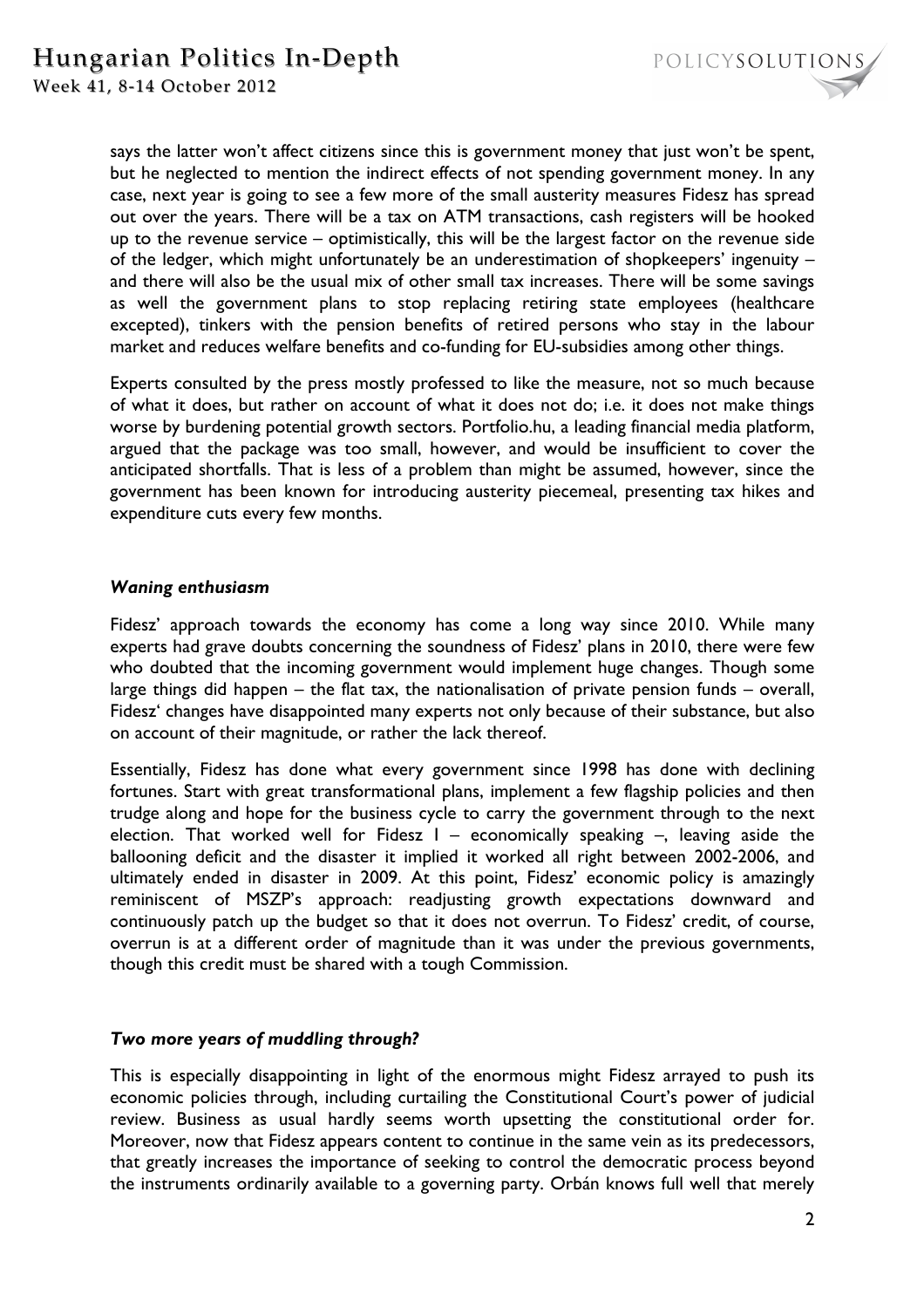says the latter won't affect citizens since this is government money that just won't be spent, but he neglected to mention the indirect effects of not spending government money. In any case, next year is going to see a few more of the small austerity measures Fidesz has spread out over the years. There will be a tax on ATM transactions, cash registers will be hooked up to the revenue service – optimistically, this will be the largest factor on the revenue side of the ledger, which might unfortunately be an underestimation of shopkeepers' ingenuity – and there will also be the usual mix of other small tax increases. There will be some savings as well the government plans to stop replacing retiring state employees (healthcare excepted), tinkers with the pension benefits of retired persons who stay in the labour market and reduces welfare benefits and co-funding for EU-subsidies among other things.

Experts consulted by the press mostly professed to like the measure, not so much because of what it does, but rather on account of what it does not do; i.e. it does not make things worse by burdening potential growth sectors. Portfolio.hu, a leading financial media platform, argued that the package was too small, however, and would be insufficient to cover the anticipated shortfalls. That is less of a problem than might be assumed, however, since the government has been known for introducing austerity piecemeal, presenting tax hikes and expenditure cuts every few months.

### *Waning enthusiasm*

Fidesz' approach towards the economy has come a long way since 2010. While many experts had grave doubts concerning the soundness of Fidesz' plans in 2010, there were few who doubted that the incoming government would implement huge changes. Though some large things did happen – the flat tax, the nationalisation of private pension funds – overall, Fidesz' changes have disappointed many experts not only because of their substance, but also on account of their magnitude, or rather the lack thereof.

Essentially, Fidesz has done what every government since 1998 has done with declining fortunes. Start with great transformational plans, implement a few flagship policies and then trudge along and hope for the business cycle to carry the government through to the next election. That worked well for Fidesz I – economically speaking –, leaving aside the ballooning deficit and the disaster it implied it worked all right between 2002-2006, and ultimately ended in disaster in 2009. At this point, Fidesz' economic policy is amazingly reminiscent of MSZP's approach: readjusting growth expectations downward and continuously patch up the budget so that it does not overrun. To Fidesz' credit, of course, overrun is at a different order of magnitude than it was under the previous governments, though this credit must be shared with a tough Commission.

### *Two more years of muddling through?*

This is especially disappointing in light of the enormous might Fidesz arrayed to push its economic policies through, including curtailing the Constitutional Court's power of judicial review. Business as usual hardly seems worth upsetting the constitutional order for. Moreover, now that Fidesz appears content to continue in the same vein as its predecessors, that greatly increases the importance of seeking to control the democratic process beyond the instruments ordinarily available to a governing party. Orbán knows full well that merely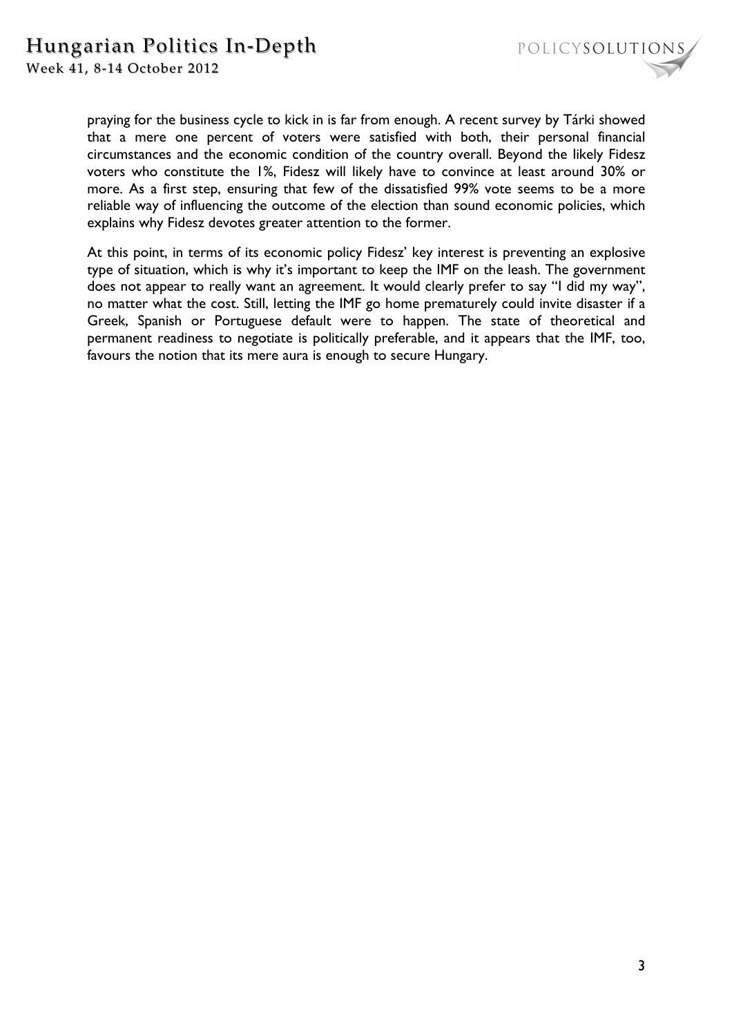praying for the business cycle to kick in is far from enough. A recent survey by Tárki showed that a mere one percent of voters were satisfied with both, their personal financial circumstances and the economic condition of the country overall. Beyond the likely Fidesz voters who constitute the 1%, Fidesz will likely have to convince at least around 30% or more. As a first step, ensuring that few of the dissatisfied 99% vote seems to be a more reliable way of influencing the outcome of the election than sound economic policies, which explains why Fidesz devotes greater attention to the former.

At this point, in terms of its economic policy Fidesz' key interest is preventing an explosive type of situation, which is why it's important to keep the IMF on the leash. The government does not appear to really want an agreement. It would clearly prefer to say "I did my way", no matter what the cost. Still, letting the IMF go home prematurely could invite disaster if a Greek, Spanish or Portuguese default were to happen. The state of theoretical and permanent readiness to negotiate is politically preferable, and it appears that the IMF, too, favours the notion that its mere aura is enough to secure Hungary.